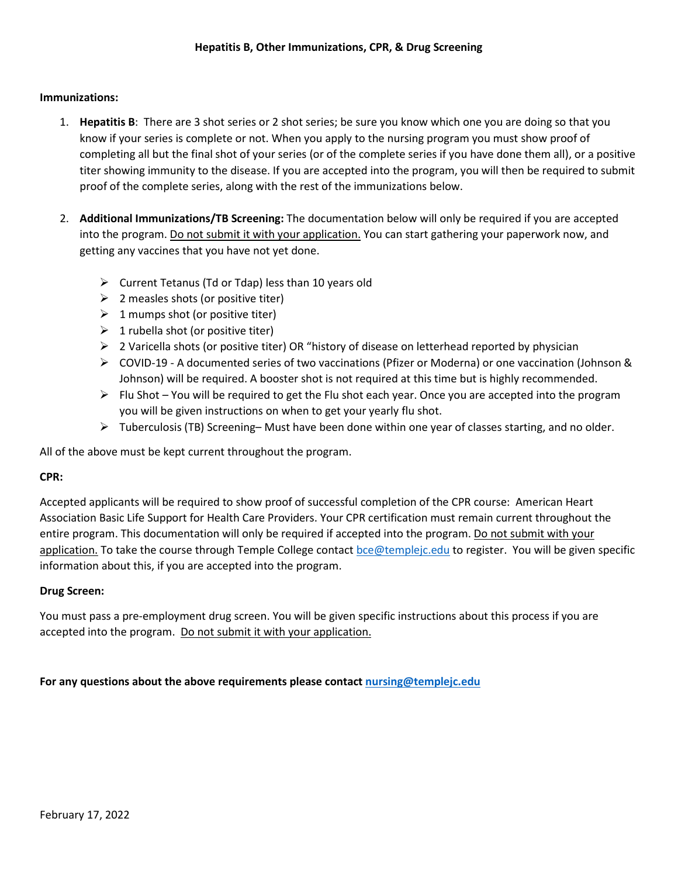# Hepatitis B, Other Immunizations, CPR, & Drug Screening

**Immunizations:**

1. **Hepatitis B**: There are 3 shot series or 2 shot series; be sure you know which one you are doing so that you know if your series is complete or not. When you apply to the nursing program you must show proof of completing all but the final shot of your series (or of the complete series if you have done them all), or a positive titer showing immunity to the disease. If you are accepted into the program, you will then be required to submit proof of the complete series, along with the rest of the immunizations below.

2. **Additional Immunizations/TB Screening:** The documentation below will only be required if you are accepted into the program. Do not submit it with your application. You can start gathering your paperwork now, and getting any vaccines that you have not yet done.

   - Current Tetanus (Td or Tdap) less than 10 years old
   - 2 measles shots (or positive titer)
   - 1 mumps shot (or positive titer)
   - 1 rubella shot (or positive titer)
   - 2 Varicella shots (or positive titer) OR "history of disease on letterhead reported by physician
   - COVID-19 - A documented series of two vaccinations (Pfizer or Moderna) or one vaccination (Johnson & Johnson) will be required. A booster shot is not required at this time but is highly recommended.
   - Flu Shot – You will be required to get the Flu shot each year. Once you are accepted into the program you will be given instructions on when to get your yearly flu shot.
   - Tuberculosis (TB) Screening– Must have been done within one year of classes starting, and no older.

All of the above must be kept current throughout the program.

**CPR:**

Accepted applicants will be required to show proof of successful completion of the CPR course: American Heart Association Basic Life Support for Health Care Providers. Your CPR certification must remain current throughout the entire program. This documentation will only be required if accepted into the program. Do not submit with your application. To take the course through Temple College contact bce@templejc.edu to register. You will be given specific information about this, if you are accepted into the program.

**Drug Screen:**

You must pass a pre-employment drug screen. You will be given specific instructions about this process if you are accepted into the program. Do not submit it with your application.

**For any questions about the above requirements please contact nursing@templejc.edu**

February 17, 2022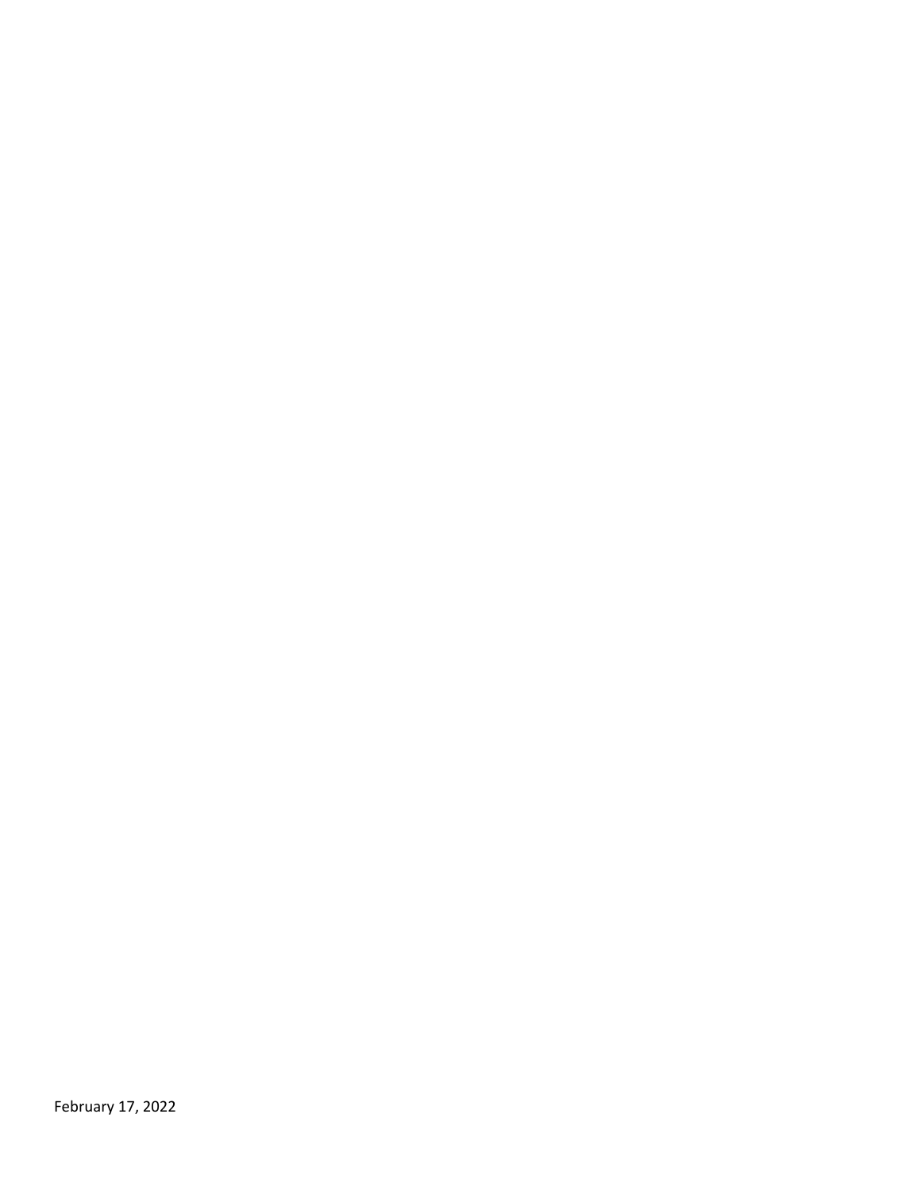February 17, 2022